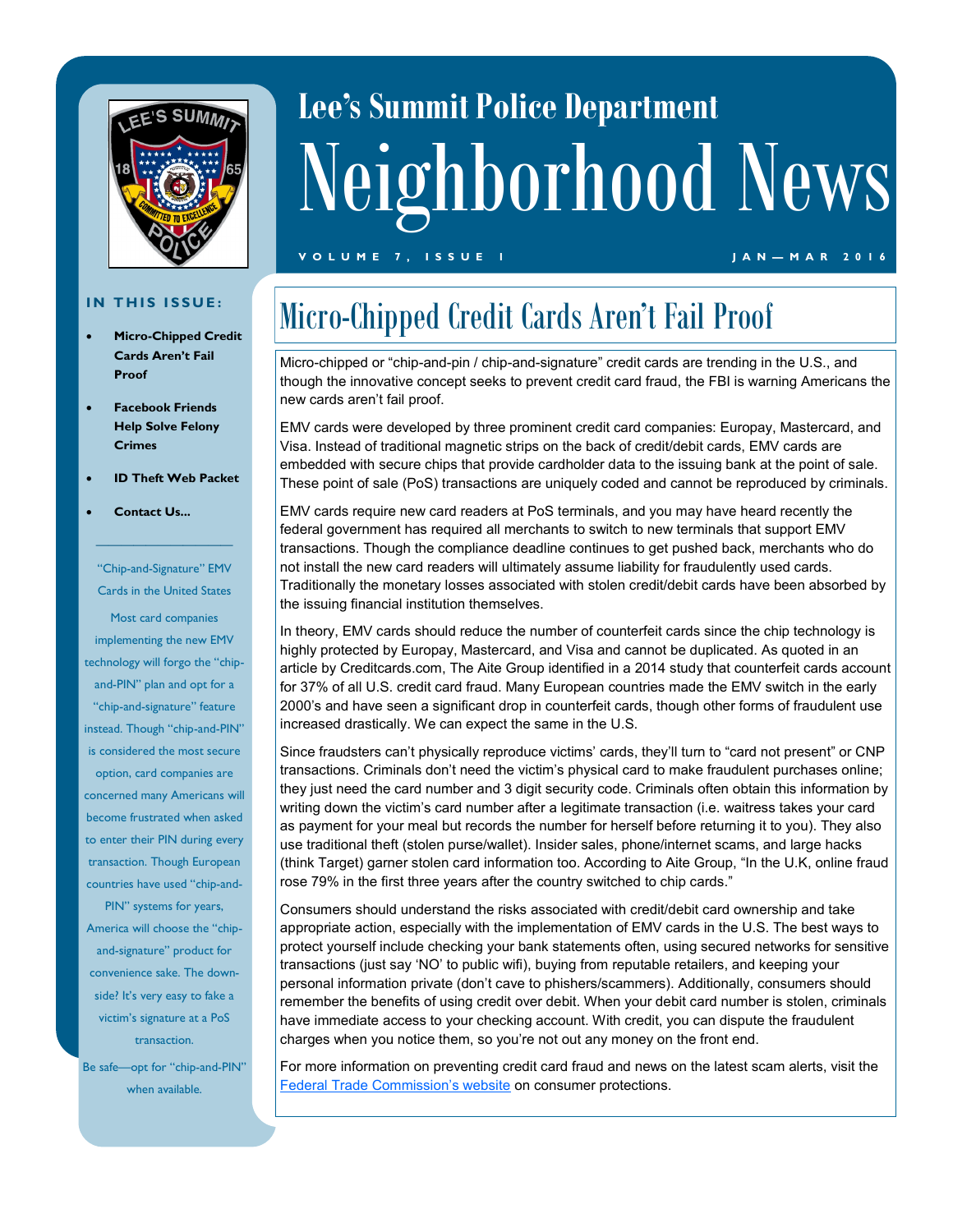# Lee's Summit Police Department

# Neighborhood News

VOLUME 7, ISSUE 1 — JAN—MAR 2016

## IN THIS ISSUE:

- **Micro-Chipped Credit Cards Aren't Fail Proof**
- **Facebook Friends Help Solve Felony Crimes**
- **ID Theft Web Packet**
- **Contact Us...**

"Chip-and-Signature" EMV Cards in the United States

Most card companies implementing the new EMV technology will forgo the "chip-and-PIN" plan and opt for a "chip-and-signature" feature instead. Though "chip-and-PIN" is considered the most secure option, card companies are concerned many Americans will become frustrated when asked to enter their PIN during every transaction. Though European countries have used "chip-and-PIN" systems for years, America will choose the "chip-and-signature" product for convenience sake. The down-side? It's very easy to fake a victim's signature at a PoS transaction.

Be safe—opt for "chip-and-PIN" when available.

## Micro-Chipped Credit Cards Aren't Fail Proof

Micro-chipped or "chip-and-pin / chip-and-signature" credit cards are trending in the U.S., and though the innovative concept seeks to prevent credit card fraud, the FBI is warning Americans the new cards aren't fail proof.

EMV cards were developed by three prominent credit card companies: Europay, Mastercard, and Visa. Instead of traditional magnetic strips on the back of credit/debit cards, EMV cards are embedded with secure chips that provide cardholder data to the issuing bank at the point of sale. These point of sale (PoS) transactions are uniquely coded and cannot be reproduced by criminals.

EMV cards require new card readers at PoS terminals, and you may have heard recently the federal government has required all merchants to switch to new terminals that support EMV transactions. Though the compliance deadline continues to get pushed back, merchants who do not install the new card readers will ultimately assume liability for fraudulently used cards. Traditionally the monetary losses associated with stolen credit/debit cards have been absorbed by the issuing financial institution themselves.

In theory, EMV cards should reduce the number of counterfeit cards since the chip technology is highly protected by Europay, Mastercard, and Visa and cannot be duplicated. As quoted in an article by Creditcards.com, The Aite Group identified in a 2014 study that counterfeit cards account for 37% of all U.S. credit card fraud. Many European countries made the EMV switch in the early 2000's and have seen a significant drop in counterfeit cards, though other forms of fraudulent use increased drastically. We can expect the same in the U.S.

Since fraudsters can't physically reproduce victims' cards, they'll turn to "card not present" or CNP transactions. Criminals don't need the victim's physical card to make fraudulent purchases online; they just need the card number and 3 digit security code. Criminals often obtain this information by writing down the victim's card number after a legitimate transaction (i.e. waitress takes your card as payment for your meal but records the number for herself before returning it to you). They also use traditional theft (stolen purse/wallet). Insider sales, phone/internet scams, and large hacks (think Target) garner stolen card information too. According to Aite Group, "In the U.K, online fraud rose 79% in the first three years after the country switched to chip cards."

Consumers should understand the risks associated with credit/debit card ownership and take appropriate action, especially with the implementation of EMV cards in the U.S. The best ways to protect yourself include checking your bank statements often, using secured networks for sensitive transactions (just say 'NO' to public wifi), buying from reputable retailers, and keeping your personal information private (don't cave to phishers/scammers). Additionally, consumers should remember the benefits of using credit over debit. When your debit card number is stolen, criminals have immediate access to your checking account. With credit, you can dispute the fraudulent charges when you notice them, so you're not out any money on the front end.

For more information on preventing credit card fraud and news on the latest scam alerts, visit the Federal Trade Commission's website on consumer protections.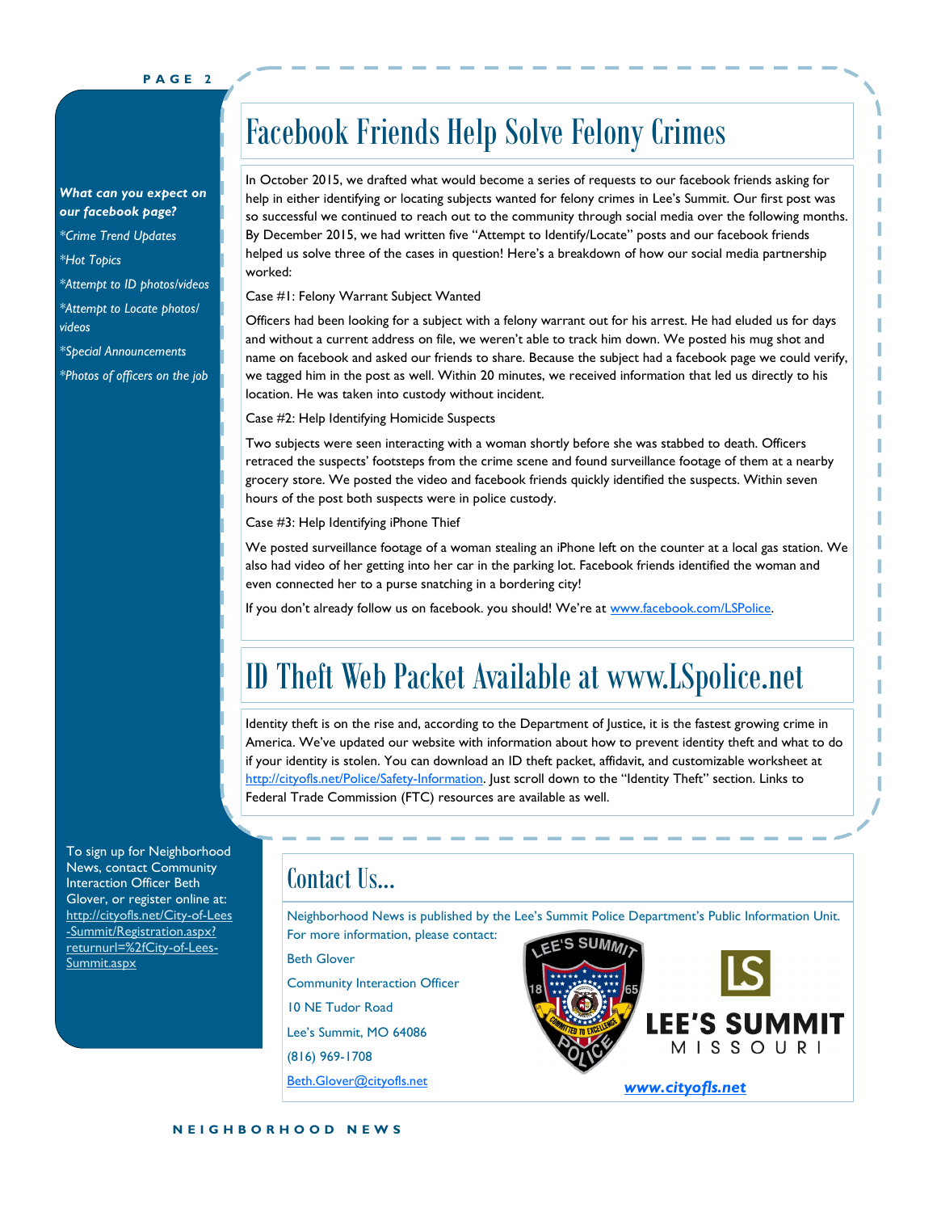# Facebook Friends Help Solve Felony Crimes

In October 2015, we drafted what would become a series of requests to our facebook friends asking for help in either identifying or locating subjects wanted for felony crimes in Lee's Summit. Our first post was so successful we continued to reach out to the community through social media over the following months. By December 2015, we had written five "Attempt to Identify/Locate" posts and our facebook friends helped us solve three of the cases in question! Here's a breakdown of how our social media partnership worked:

Case #1: Felony Warrant Subject Wanted

Officers had been looking for a subject with a felony warrant out for his arrest. He had eluded us for days and without a current address on file, we weren't able to track him down. We posted his mug shot and name on facebook and asked our friends to share. Because the subject had a facebook page we could verify, we tagged him in the post as well. Within 20 minutes, we received information that led us directly to his location. He was taken into custody without incident.

Case #2: Help Identifying Homicide Suspects

Two subjects were seen interacting with a woman shortly before she was stabbed to death. Officers retraced the suspects' footsteps from the crime scene and found surveillance footage of them at a nearby grocery store. We posted the video and facebook friends quickly identified the suspects. Within seven hours of the post both suspects were in police custody.

Case #3: Help Identifying iPhone Thief

We posted surveillance footage of a woman stealing an iPhone left on the counter at a local gas station. We also had video of her getting into her car in the parking lot. Facebook friends identified the woman and even connected her to a purse snatching in a bordering city!

If you don't already follow us on facebook. you should! We're at www.facebook.com/LSPolice.

***What can you expect on our facebook page?***

*\*Crime Trend Updates*

*\*Hot Topics*

*\*Attempt to ID photos/videos*

*\*Attempt to Locate photos/ videos*

*\*Special Announcements*

*\*Photos of officers on the job*

# ID Theft Web Packet Available at www.LSpolice.net

Identity theft is on the rise and, according to the Department of Justice, it is the fastest growing crime in America. We've updated our website with information about how to prevent identity theft and what to do if your identity is stolen. You can download an ID theft packet, affidavit, and customizable worksheet at http://cityofls.net/Police/Safety-Information. Just scroll down to the "Identity Theft" section. Links to Federal Trade Commission (FTC) resources are available as well.

To sign up for Neighborhood News, contact Community Interaction Officer Beth Glover, or register online at: http://cityofls.net/City-of-Lees-Summit/Registration.aspx?returnurl=%2fCity-of-Lees-Summit.aspx

# Contact Us...

Neighborhood News is published by the Lee's Summit Police Department's Public Information Unit. For more information, please contact:

Beth Glover

Community Interaction Officer

10 NE Tudor Road

Lee's Summit, MO 64086

(816) 969-1708

Beth.Glover@cityofls.net

LEE'S SUMMIT MISSOURI

***www.cityofls.net***